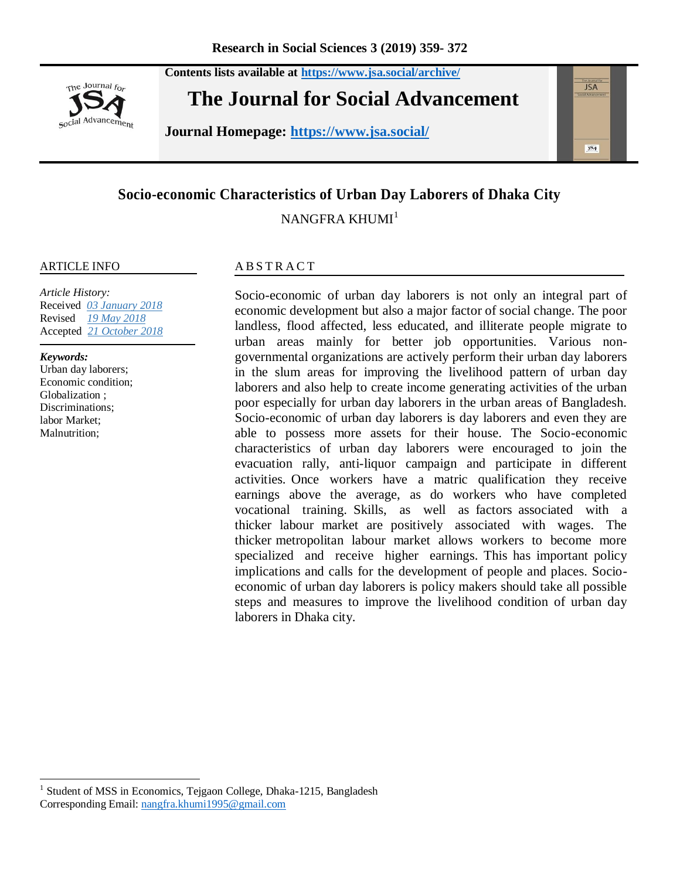Contents lists available at https://www.jsa.social/archive/

# The Journal for Social Advancement

**Journal Homepage: https://www.jsa.social/**

## Socio-economic Characteristics of Urban Day Laborers of Dhaka City

NANGFRA KHUMI[1]

ARTICLE INFO

*Article History:*
Received *03 January 2018*
Revised *19 May 2018*
Accepted *21 October 2018*

***Keywords:***
Urban day laborers;
Economic condition;
Globalization ;
Discriminations;
labor Market;
Malnutrition;

ABSTRACT

Socio-economic of urban day laborers is not only an integral part of economic development but also a major factor of social change. The poor landless, flood affected, less educated, and illiterate people migrate to urban areas mainly for better job opportunities. Various non-governmental organizations are actively perform their urban day laborers in the slum areas for improving the livelihood pattern of urban day laborers and also help to create income generating activities of the urban poor especially for urban day laborers in the urban areas of Bangladesh. Socio-economic of urban day laborers is day laborers and even they are able to possess more assets for their house. The Socio-economic characteristics of urban day laborers were encouraged to join the evacuation rally, anti-liquor campaign and participate in different activities. Once workers have a matric qualification they receive earnings above the average, as do workers who have completed vocational training. Skills, as well as factors associated with a thicker labour market are positively associated with wages. The thicker metropolitan labour market allows workers to become more specialized and receive higher earnings. This has important policy implications and calls for the development of people and places. Socio-economic of urban day laborers is policy makers should take all possible steps and measures to improve the livelihood condition of urban day laborers in Dhaka city.

---

[1] Student of MSS in Economics, Tejgaon College, Dhaka-1215, Bangladesh
Corresponding Email: nangfra.khumi1995@gmail.com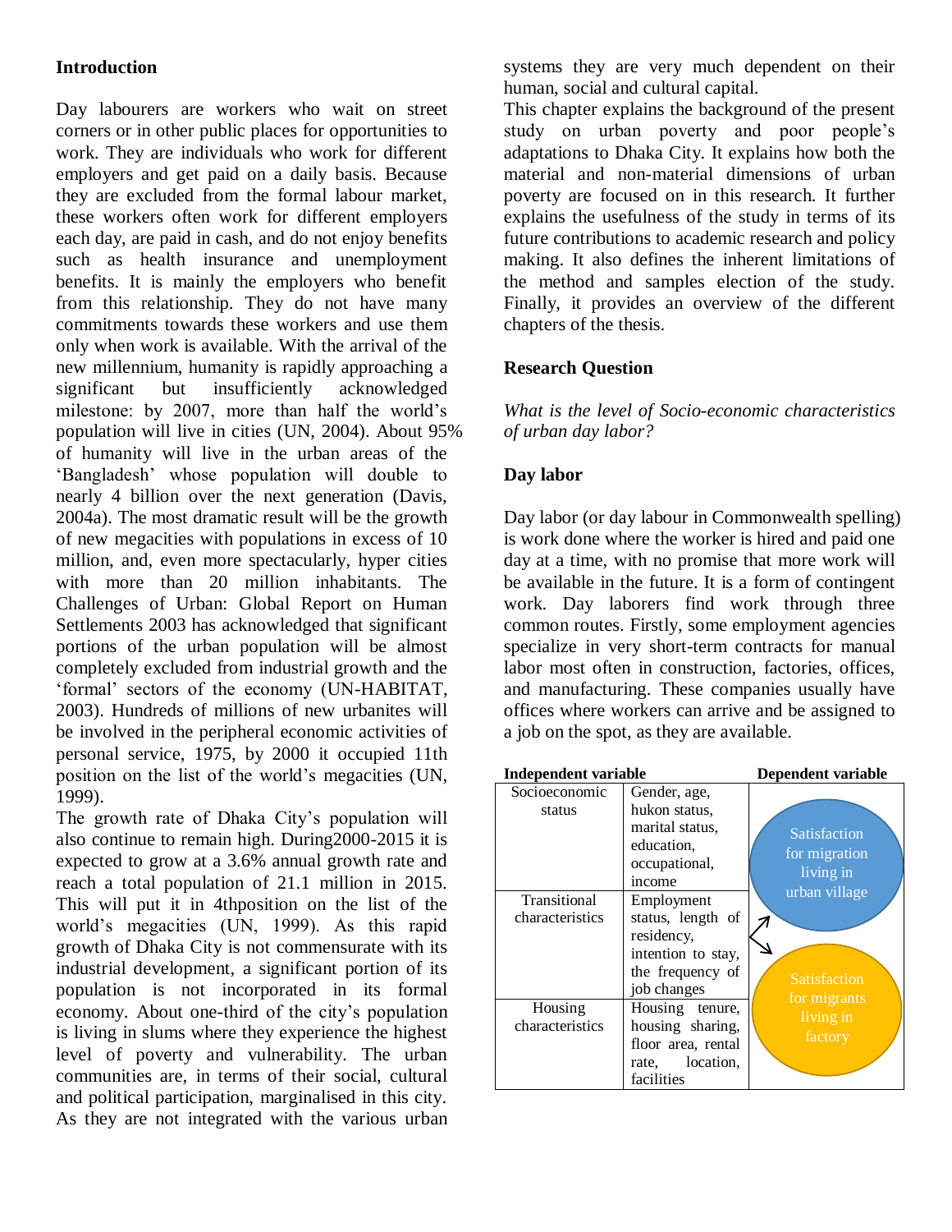## Introduction

Day labourers are workers who wait on street corners or in other public places for opportunities to work. They are individuals who work for different employers and get paid on a daily basis. Because they are excluded from the formal labour market, these workers often work for different employers each day, are paid in cash, and do not enjoy benefits such as health insurance and unemployment benefits. It is mainly the employers who benefit from this relationship. They do not have many commitments towards these workers and use them only when work is available. With the arrival of the new millennium, humanity is rapidly approaching a significant but insufficiently acknowledged milestone: by 2007, more than half the world's population will live in cities (UN, 2004). About 95% of humanity will live in the urban areas of the 'Bangladesh' whose population will double to nearly 4 billion over the next generation (Davis, 2004a). The most dramatic result will be the growth of new megacities with populations in excess of 10 million, and, even more spectacularly, hyper cities with more than 20 million inhabitants. The Challenges of Urban: Global Report on Human Settlements 2003 has acknowledged that significant portions of the urban population will be almost completely excluded from industrial growth and the 'formal' sectors of the economy (UN-HABITAT, 2003). Hundreds of millions of new urbanites will be involved in the peripheral economic activities of personal service, 1975, by 2000 it occupied 11th position on the list of the world's megacities (UN, 1999).

The growth rate of Dhaka City's population will also continue to remain high. During2000-2015 it is expected to grow at a 3.6% annual growth rate and reach a total population of 21.1 million in 2015. This will put it in 4thposition on the list of the world's megacities (UN, 1999). As this rapid growth of Dhaka City is not commensurate with its industrial development, a significant portion of its population is not incorporated in its formal economy. About one-third of the city's population is living in slums where they experience the highest level of poverty and vulnerability. The urban communities are, in terms of their social, cultural and political participation, marginalised in this city. As they are not integrated with the various urban systems they are very much dependent on their human, social and cultural capital.

This chapter explains the background of the present study on urban poverty and poor people's adaptations to Dhaka City. It explains how both the material and non-material dimensions of urban poverty are focused on in this research. It further explains the usefulness of the study in terms of its future contributions to academic research and policy making. It also defines the inherent limitations of the method and samples election of the study. Finally, it provides an overview of the different chapters of the thesis.

## Research Question

*What is the level of Socio-economic characteristics of urban day labor?*

## Day labor

Day labor (or day labour in Commonwealth spelling) is work done where the worker is hired and paid one day at a time, with no promise that more work will be available in the future. It is a form of contingent work. Day laborers find work through three common routes. Firstly, some employment agencies specialize in very short-term contracts for manual labor most often in construction, factories, offices, and manufacturing. These companies usually have offices where workers can arrive and be assigned to a job on the spot, as they are available.

| Independent variable | | Dependent variable |
|---|---|---|
| Socioeconomic status | Gender, age, hukon status, marital status, education, occupational, income | Satisfaction for migration living in urban village |
| Transitional characteristics | Employment status, length of residency, intention to stay, the frequency of job changes | |
| Housing characteristics | Housing tenure, housing sharing, floor area, rental rate, location, facilities | Satisfaction for migrants living in factory |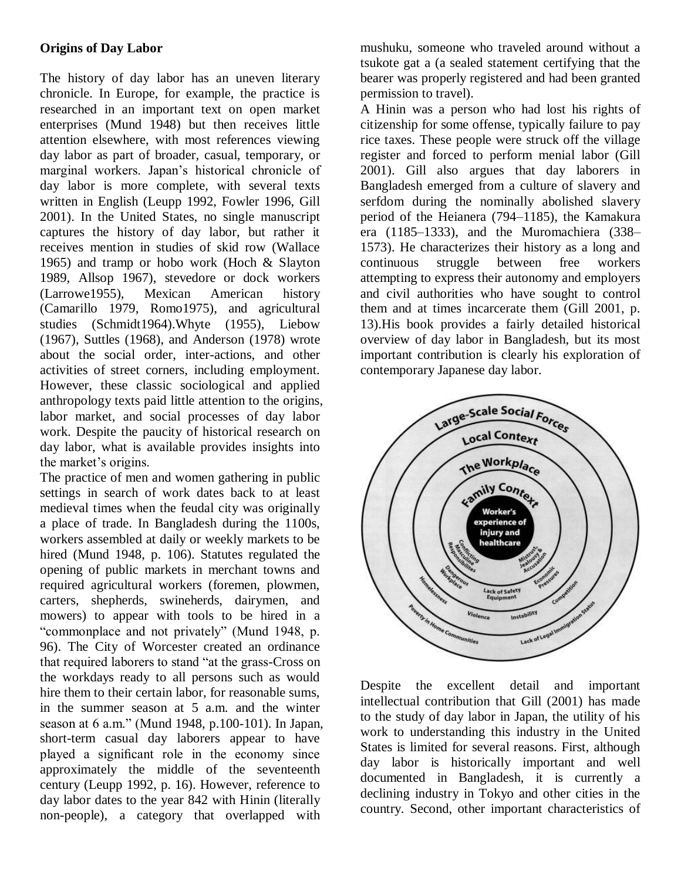**Origins of Day Labor**

The history of day labor has an uneven literary chronicle. In Europe, for example, the practice is researched in an important text on open market enterprises (Mund 1948) but then receives little attention elsewhere, with most references viewing day labor as part of broader, casual, temporary, or marginal workers. Japan's historical chronicle of day labor is more complete, with several texts written in English (Leupp 1992, Fowler 1996, Gill 2001). In the United States, no single manuscript captures the history of day labor, but rather it receives mention in studies of skid row (Wallace 1965) and tramp or hobo work (Hoch & Slayton 1989, Allsop 1967), stevedore or dock workers (Larrowe1955), Mexican American history (Camarillo 1979, Romo1975), and agricultural studies (Schmidt1964).Whyte (1955), Liebow (1967), Suttles (1968), and Anderson (1978) wrote about the social order, inter-actions, and other activities of street corners, including employment. However, these classic sociological and applied anthropology texts paid little attention to the origins, labor market, and social processes of day labor work. Despite the paucity of historical research on day labor, what is available provides insights into the market's origins.

The practice of men and women gathering in public settings in search of work dates back to at least medieval times when the feudal city was originally a place of trade. In Bangladesh during the 1100s, workers assembled at daily or weekly markets to be hired (Mund 1948, p. 106). Statutes regulated the opening of public markets in merchant towns and required agricultural workers (foremen, plowmen, carters, shepherds, swineherds, dairymen, and mowers) to appear with tools to be hired in a "commonplace and not privately" (Mund 1948, p. 96). The City of Worcester created an ordinance that required laborers to stand "at the grass-Cross on the workdays ready to all persons such as would hire them to their certain labor, for reasonable sums, in the summer season at 5 a.m. and the winter season at 6 a.m." (Mund 1948, p.100-101). In Japan, short-term casual day laborers appear to have played a significant role in the economy since approximately the middle of the seventeenth century (Leupp 1992, p. 16). However, reference to day labor dates to the year 842 with Hinin (literally non-people), a category that overlapped with mushuku, someone who traveled around without a tsukote gat a (a sealed statement certifying that the bearer was properly registered and had been granted permission to travel).

A Hinin was a person who had lost his rights of citizenship for some offense, typically failure to pay rice taxes. These people were struck off the village register and forced to perform menial labor (Gill 2001). Gill also argues that day laborers in Bangladesh emerged from a culture of slavery and serfdom during the nominally abolished slavery period of the Heianera (794–1185), the Kamakura era (1185–1333), and the Muromachiera (338–1573). He characterizes their history as a long and continuous struggle between free workers attempting to express their autonomy and employers and civil authorities who have sought to control them and at times incarcerate them (Gill 2001, p. 13).His book provides a fairly detailed historical overview of day labor in Bangladesh, but its most important contribution is clearly his exploration of contemporary Japanese day labor.

Despite the excellent detail and important intellectual contribution that Gill (2001) has made to the study of day labor in Japan, the utility of his work to understanding this industry in the United States is limited for several reasons. First, although day labor is historically important and well documented in Bangladesh, it is currently a declining industry in Tokyo and other cities in the country. Second, other important characteristics of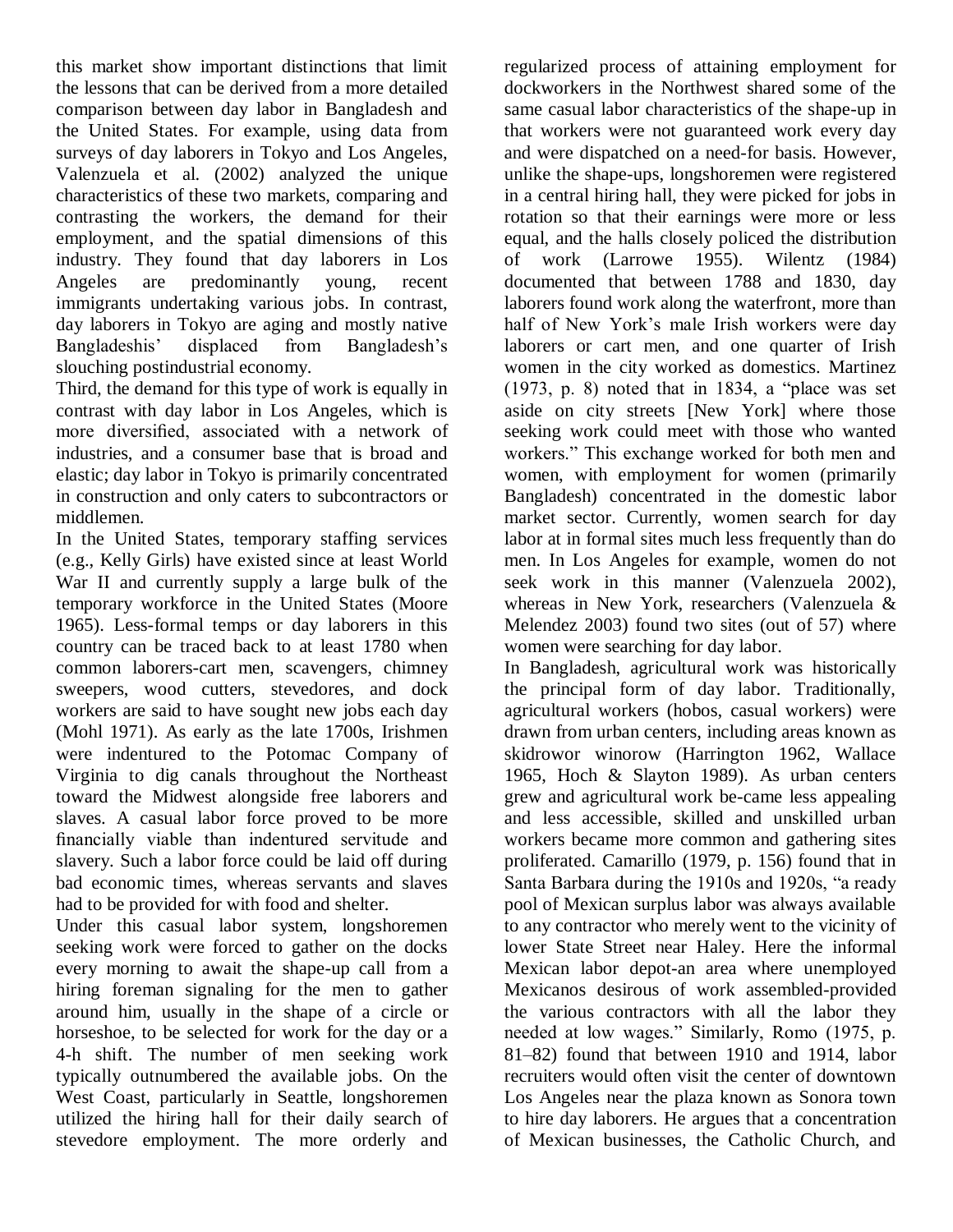this market show important distinctions that limit the lessons that can be derived from a more detailed comparison between day labor in Bangladesh and the United States. For example, using data from surveys of day laborers in Tokyo and Los Angeles, Valenzuela et al. (2002) analyzed the unique characteristics of these two markets, comparing and contrasting the workers, the demand for their employment, and the spatial dimensions of this industry. They found that day laborers in Los Angeles are predominantly young, recent immigrants undertaking various jobs. In contrast, day laborers in Tokyo are aging and mostly native Bangladeshis' displaced from Bangladesh's slouching postindustrial economy.

Third, the demand for this type of work is equally in contrast with day labor in Los Angeles, which is more diversified, associated with a network of industries, and a consumer base that is broad and elastic; day labor in Tokyo is primarily concentrated in construction and only caters to subcontractors or middlemen.

In the United States, temporary staffing services (e.g., Kelly Girls) have existed since at least World War II and currently supply a large bulk of the temporary workforce in the United States (Moore 1965). Less-formal temps or day laborers in this country can be traced back to at least 1780 when common laborers-cart men, scavengers, chimney sweepers, wood cutters, stevedores, and dock workers are said to have sought new jobs each day (Mohl 1971). As early as the late 1700s, Irishmen were indentured to the Potomac Company of Virginia to dig canals throughout the Northeast toward the Midwest alongside free laborers and slaves. A casual labor force proved to be more financially viable than indentured servitude and slavery. Such a labor force could be laid off during bad economic times, whereas servants and slaves had to be provided for with food and shelter.

Under this casual labor system, longshoremen seeking work were forced to gather on the docks every morning to await the shape-up call from a hiring foreman signaling for the men to gather around him, usually in the shape of a circle or horseshoe, to be selected for work for the day or a 4-h shift. The number of men seeking work typically outnumbered the available jobs. On the West Coast, particularly in Seattle, longshoremen utilized the hiring hall for their daily search of stevedore employment. The more orderly and regularized process of attaining employment for dockworkers in the Northwest shared some of the same casual labor characteristics of the shape-up in that workers were not guaranteed work every day and were dispatched on a need-for basis. However, unlike the shape-ups, longshoremen were registered in a central hiring hall, they were picked for jobs in rotation so that their earnings were more or less equal, and the halls closely policed the distribution of work (Larrowe 1955). Wilentz (1984) documented that between 1788 and 1830, day laborers found work along the waterfront, more than half of New York's male Irish workers were day laborers or cart men, and one quarter of Irish women in the city worked as domestics. Martinez (1973, p. 8) noted that in 1834, a "place was set aside on city streets [New York] where those seeking work could meet with those who wanted workers." This exchange worked for both men and women, with employment for women (primarily Bangladesh) concentrated in the domestic labor market sector. Currently, women search for day labor at in formal sites much less frequently than do men. In Los Angeles for example, women do not seek work in this manner (Valenzuela 2002), whereas in New York, researchers (Valenzuela & Melendez 2003) found two sites (out of 57) where women were searching for day labor.

In Bangladesh, agricultural work was historically the principal form of day labor. Traditionally, agricultural workers (hobos, casual workers) were drawn from urban centers, including areas known as skidrowor winorow (Harrington 1962, Wallace 1965, Hoch & Slayton 1989). As urban centers grew and agricultural work be-came less appealing and less accessible, skilled and unskilled urban workers became more common and gathering sites proliferated. Camarillo (1979, p. 156) found that in Santa Barbara during the 1910s and 1920s, "a ready pool of Mexican surplus labor was always available to any contractor who merely went to the vicinity of lower State Street near Haley. Here the informal Mexican labor depot-an area where unemployed Mexicanos desirous of work assembled-provided the various contractors with all the labor they needed at low wages." Similarly, Romo (1975, p. 81–82) found that between 1910 and 1914, labor recruiters would often visit the center of downtown Los Angeles near the plaza known as Sonora town to hire day laborers. He argues that a concentration of Mexican businesses, the Catholic Church, and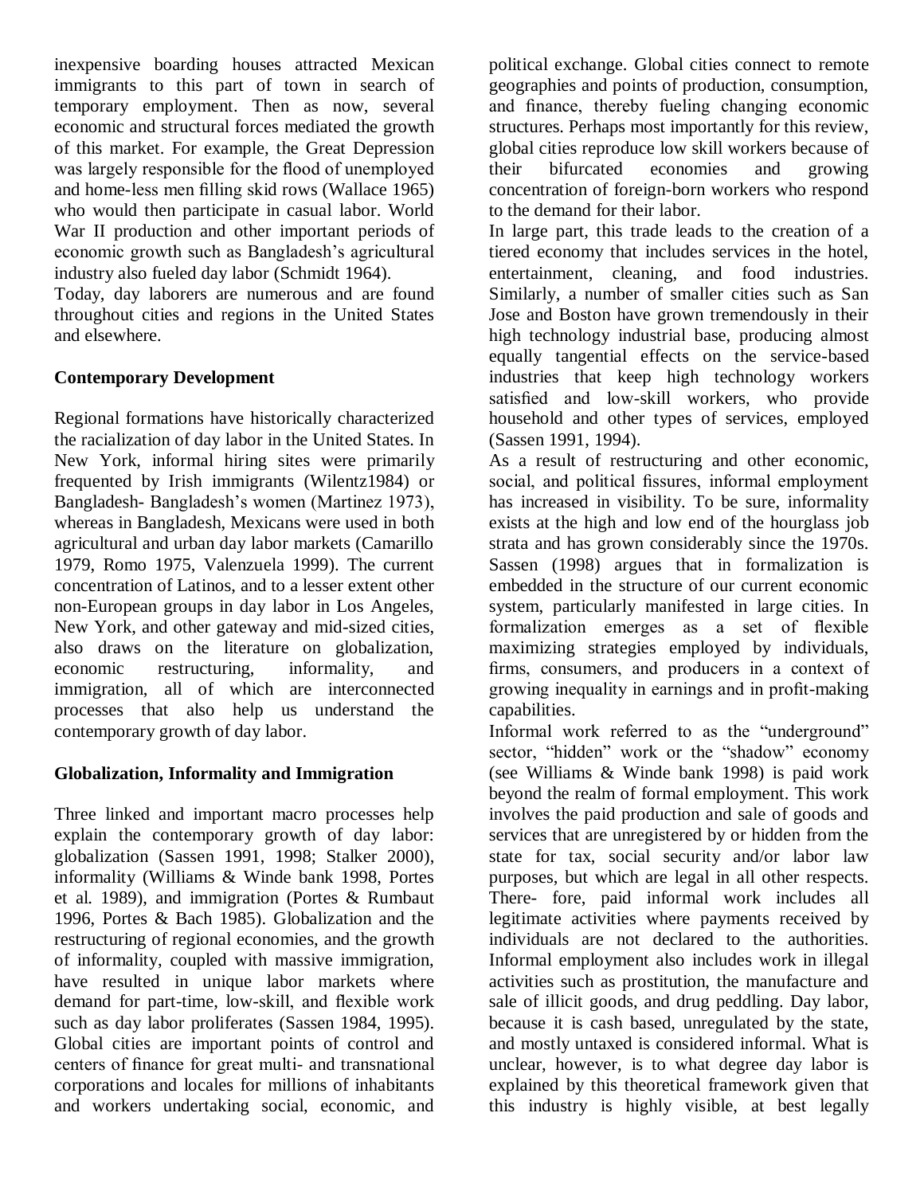inexpensive boarding houses attracted Mexican immigrants to this part of town in search of temporary employment. Then as now, several economic and structural forces mediated the growth of this market. For example, the Great Depression was largely responsible for the flood of unemployed and home-less men filling skid rows (Wallace 1965) who would then participate in casual labor. World War II production and other important periods of economic growth such as Bangladesh's agricultural industry also fueled day labor (Schmidt 1964).

Today, day laborers are numerous and are found throughout cities and regions in the United States and elsewhere.

**Contemporary Development**

Regional formations have historically characterized the racialization of day labor in the United States. In New York, informal hiring sites were primarily frequented by Irish immigrants (Wilentz1984) or Bangladesh- Bangladesh's women (Martinez 1973), whereas in Bangladesh, Mexicans were used in both agricultural and urban day labor markets (Camarillo 1979, Romo 1975, Valenzuela 1999). The current concentration of Latinos, and to a lesser extent other non-European groups in day labor in Los Angeles, New York, and other gateway and mid-sized cities, also draws on the literature on globalization, economic restructuring, informality, and immigration, all of which are interconnected processes that also help us understand the contemporary growth of day labor.

**Globalization, Informality and Immigration**

Three linked and important macro processes help explain the contemporary growth of day labor: globalization (Sassen 1991, 1998; Stalker 2000), informality (Williams & Winde bank 1998, Portes et al. 1989), and immigration (Portes & Rumbaut 1996, Portes & Bach 1985). Globalization and the restructuring of regional economies, and the growth of informality, coupled with massive immigration, have resulted in unique labor markets where demand for part-time, low-skill, and flexible work such as day labor proliferates (Sassen 1984, 1995). Global cities are important points of control and centers of finance for great multi- and transnational corporations and locales for millions of inhabitants and workers undertaking social, economic, and political exchange. Global cities connect to remote geographies and points of production, consumption, and finance, thereby fueling changing economic structures. Perhaps most importantly for this review, global cities reproduce low skill workers because of their bifurcated economies and growing concentration of foreign-born workers who respond to the demand for their labor.

In large part, this trade leads to the creation of a tiered economy that includes services in the hotel, entertainment, cleaning, and food industries. Similarly, a number of smaller cities such as San Jose and Boston have grown tremendously in their high technology industrial base, producing almost equally tangential effects on the service-based industries that keep high technology workers satisfied and low-skill workers, who provide household and other types of services, employed (Sassen 1991, 1994).

As a result of restructuring and other economic, social, and political fissures, informal employment has increased in visibility. To be sure, informality exists at the high and low end of the hourglass job strata and has grown considerably since the 1970s. Sassen (1998) argues that in formalization is embedded in the structure of our current economic system, particularly manifested in large cities. In formalization emerges as a set of flexible maximizing strategies employed by individuals, firms, consumers, and producers in a context of growing inequality in earnings and in profit-making capabilities.

Informal work referred to as the "underground" sector, "hidden" work or the "shadow" economy (see Williams & Winde bank 1998) is paid work beyond the realm of formal employment. This work involves the paid production and sale of goods and services that are unregistered by or hidden from the state for tax, social security and/or labor law purposes, but which are legal in all other respects. There- fore, paid informal work includes all legitimate activities where payments received by individuals are not declared to the authorities. Informal employment also includes work in illegal activities such as prostitution, the manufacture and sale of illicit goods, and drug peddling. Day labor, because it is cash based, unregulated by the state, and mostly untaxed is considered informal. What is unclear, however, is to what degree day labor is explained by this theoretical framework given that this industry is highly visible, at best legally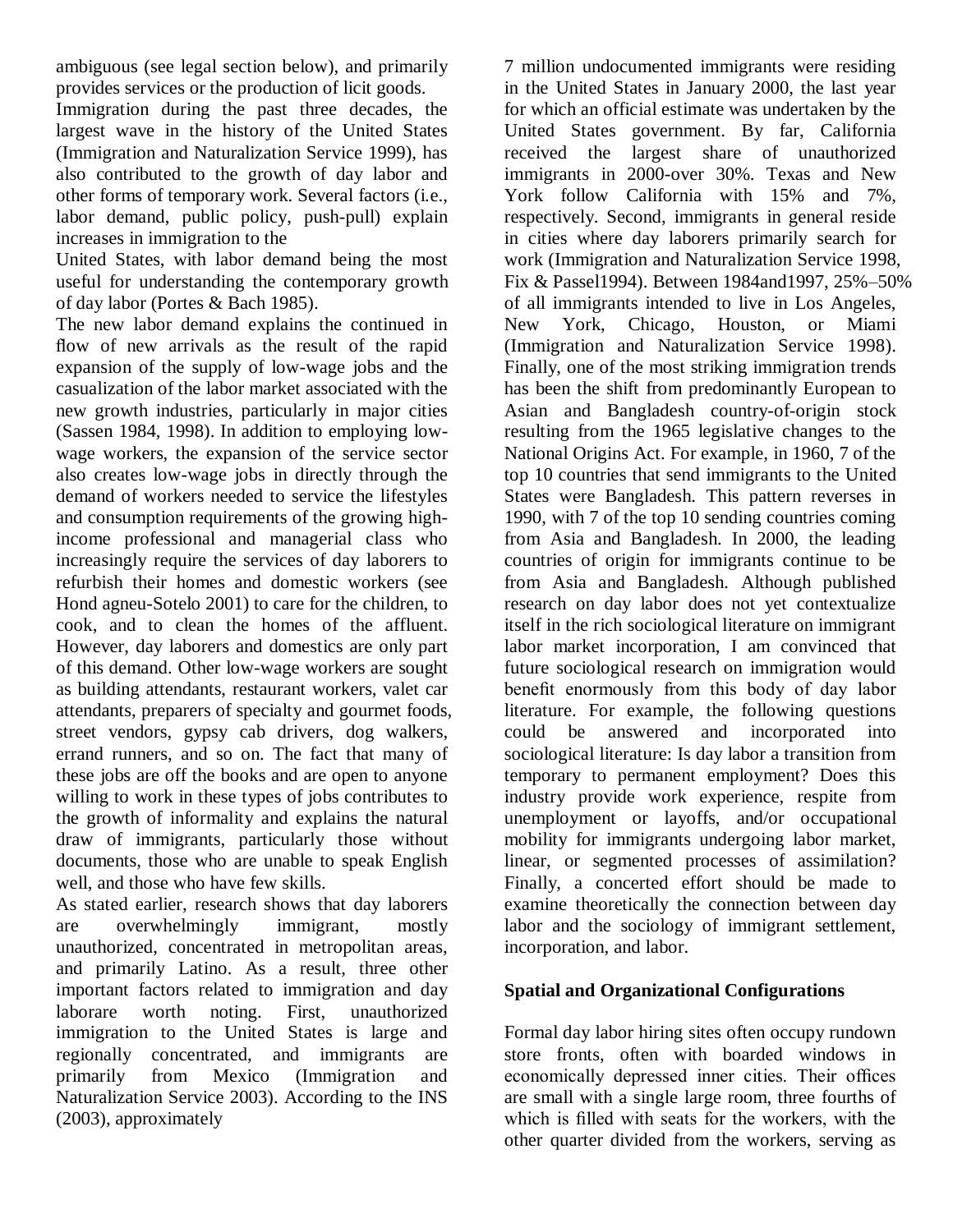ambiguous (see legal section below), and primarily provides services or the production of licit goods.

Immigration during the past three decades, the largest wave in the history of the United States (Immigration and Naturalization Service 1999), has also contributed to the growth of day labor and other forms of temporary work. Several factors (i.e., labor demand, public policy, push-pull) explain increases in immigration to the

United States, with labor demand being the most useful for understanding the contemporary growth of day labor (Portes & Bach 1985).

The new labor demand explains the continued in flow of new arrivals as the result of the rapid expansion of the supply of low-wage jobs and the casualization of the labor market associated with the new growth industries, particularly in major cities (Sassen 1984, 1998). In addition to employing low-wage workers, the expansion of the service sector also creates low-wage jobs in directly through the demand of workers needed to service the lifestyles and consumption requirements of the growing high-income professional and managerial class who increasingly require the services of day laborers to refurbish their homes and domestic workers (see Hond agneu-Sotelo 2001) to care for the children, to cook, and to clean the homes of the affluent. However, day laborers and domestics are only part of this demand. Other low-wage workers are sought as building attendants, restaurant workers, valet car attendants, preparers of specialty and gourmet foods, street vendors, gypsy cab drivers, dog walkers, errand runners, and so on. The fact that many of these jobs are off the books and are open to anyone willing to work in these types of jobs contributes to the growth of informality and explains the natural draw of immigrants, particularly those without documents, those who are unable to speak English well, and those who have few skills.

As stated earlier, research shows that day laborers are overwhelmingly immigrant, mostly unauthorized, concentrated in metropolitan areas, and primarily Latino. As a result, three other important factors related to immigration and day laborare worth noting. First, unauthorized immigration to the United States is large and regionally concentrated, and immigrants are primarily from Mexico (Immigration and Naturalization Service 2003). According to the INS (2003), approximately 7 million undocumented immigrants were residing in the United States in January 2000, the last year for which an official estimate was undertaken by the United States government. By far, California received the largest share of unauthorized immigrants in 2000-over 30%. Texas and New York follow California with 15% and 7%, respectively. Second, immigrants in general reside in cities where day laborers primarily search for work (Immigration and Naturalization Service 1998, Fix & Passel1994). Between 1984and1997, 25%–50% of all immigrants intended to live in Los Angeles, New York, Chicago, Houston, or Miami (Immigration and Naturalization Service 1998). Finally, one of the most striking immigration trends has been the shift from predominantly European to Asian and Bangladesh country-of-origin stock resulting from the 1965 legislative changes to the National Origins Act. For example, in 1960, 7 of the top 10 countries that send immigrants to the United States were Bangladesh. This pattern reverses in 1990, with 7 of the top 10 sending countries coming from Asia and Bangladesh. In 2000, the leading countries of origin for immigrants continue to be from Asia and Bangladesh. Although published research on day labor does not yet contextualize itself in the rich sociological literature on immigrant labor market incorporation, I am convinced that future sociological research on immigration would benefit enormously from this body of day labor literature. For example, the following questions could be answered and incorporated into sociological literature: Is day labor a transition from temporary to permanent employment? Does this industry provide work experience, respite from unemployment or layoffs, and/or occupational mobility for immigrants undergoing labor market, linear, or segmented processes of assimilation? Finally, a concerted effort should be made to examine theoretically the connection between day labor and the sociology of immigrant settlement, incorporation, and labor.

**Spatial and Organizational Configurations**

Formal day labor hiring sites often occupy rundown store fronts, often with boarded windows in economically depressed inner cities. Their offices are small with a single large room, three fourths of which is filled with seats for the workers, with the other quarter divided from the workers, serving as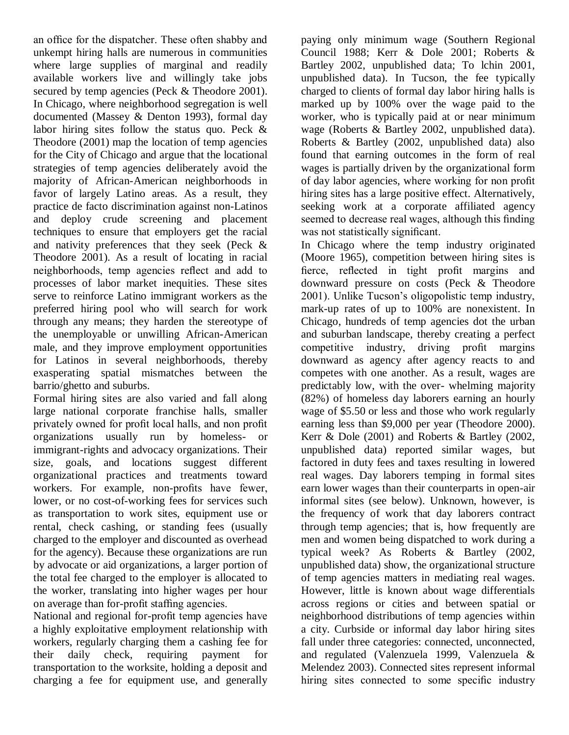an office for the dispatcher. These often shabby and unkempt hiring halls are numerous in communities where large supplies of marginal and readily available workers live and willingly take jobs secured by temp agencies (Peck & Theodore 2001). In Chicago, where neighborhood segregation is well documented (Massey & Denton 1993), formal day labor hiring sites follow the status quo. Peck & Theodore (2001) map the location of temp agencies for the City of Chicago and argue that the locational strategies of temp agencies deliberately avoid the majority of African-American neighborhoods in favor of largely Latino areas. As a result, they practice de facto discrimination against non-Latinos and deploy crude screening and placement techniques to ensure that employers get the racial and nativity preferences that they seek (Peck & Theodore 2001). As a result of locating in racial neighborhoods, temp agencies reflect and add to processes of labor market inequities. These sites serve to reinforce Latino immigrant workers as the preferred hiring pool who will search for work through any means; they harden the stereotype of the unemployable or unwilling African-American male, and they improve employment opportunities for Latinos in several neighborhoods, thereby exasperating spatial mismatches between the barrio/ghetto and suburbs.

Formal hiring sites are also varied and fall along large national corporate franchise halls, smaller privately owned for profit local halls, and non profit organizations usually run by homeless- or immigrant-rights and advocacy organizations. Their size, goals, and locations suggest different organizational practices and treatments toward workers. For example, non-profits have fewer, lower, or no cost-of-working fees for services such as transportation to work sites, equipment use or rental, check cashing, or standing fees (usually charged to the employer and discounted as overhead for the agency). Because these organizations are run by advocate or aid organizations, a larger portion of the total fee charged to the employer is allocated to the worker, translating into higher wages per hour on average than for-profit staffing agencies.

National and regional for-profit temp agencies have a highly exploitative employment relationship with workers, regularly charging them a cashing fee for their daily check, requiring payment for transportation to the worksite, holding a deposit and charging a fee for equipment use, and generally paying only minimum wage (Southern Regional Council 1988; Kerr & Dole 2001; Roberts & Bartley 2002, unpublished data; To lchin 2001, unpublished data). In Tucson, the fee typically charged to clients of formal day labor hiring halls is marked up by 100% over the wage paid to the worker, who is typically paid at or near minimum wage (Roberts & Bartley 2002, unpublished data). Roberts & Bartley (2002, unpublished data) also found that earning outcomes in the form of real wages is partially driven by the organizational form of day labor agencies, where working for non profit hiring sites has a large positive effect. Alternatively, seeking work at a corporate affiliated agency seemed to decrease real wages, although this finding was not statistically significant.

In Chicago where the temp industry originated (Moore 1965), competition between hiring sites is fierce, reflected in tight profit margins and downward pressure on costs (Peck & Theodore 2001). Unlike Tucson's oligopolistic temp industry, mark-up rates of up to 100% are nonexistent. In Chicago, hundreds of temp agencies dot the urban and suburban landscape, thereby creating a perfect competitive industry, driving profit margins downward as agency after agency reacts to and competes with one another. As a result, wages are predictably low, with the over- whelming majority (82%) of homeless day laborers earning an hourly wage of $5.50 or less and those who work regularly earning less than $9,000 per year (Theodore 2000). Kerr & Dole (2001) and Roberts & Bartley (2002, unpublished data) reported similar wages, but factored in duty fees and taxes resulting in lowered real wages. Day laborers temping in formal sites earn lower wages than their counterparts in open-air informal sites (see below). Unknown, however, is the frequency of work that day laborers contract through temp agencies; that is, how frequently are men and women being dispatched to work during a typical week? As Roberts & Bartley (2002, unpublished data) show, the organizational structure of temp agencies matters in mediating real wages. However, little is known about wage differentials across regions or cities and between spatial or neighborhood distributions of temp agencies within a city. Curbside or informal day labor hiring sites fall under three categories: connected, unconnected, and regulated (Valenzuela 1999, Valenzuela & Melendez 2003). Connected sites represent informal hiring sites connected to some specific industry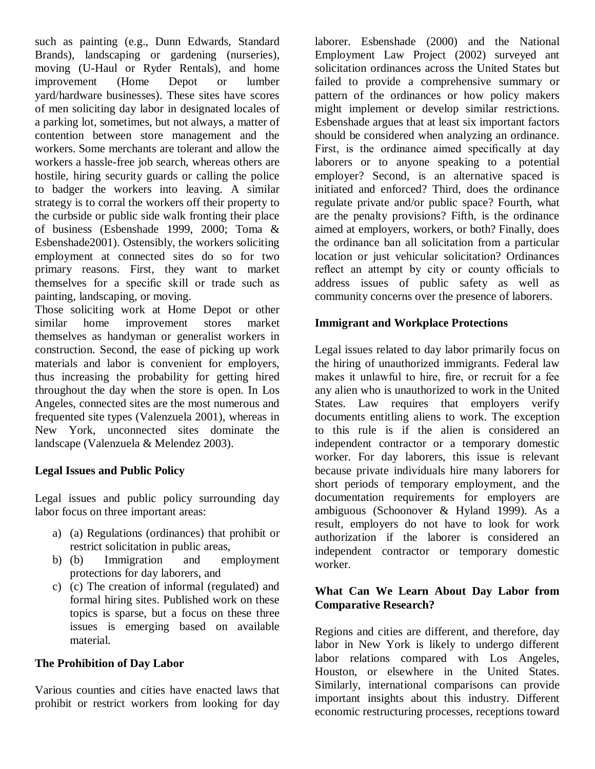such as painting (e.g., Dunn Edwards, Standard Brands), landscaping or gardening (nurseries), moving (U-Haul or Ryder Rentals), and home improvement (Home Depot or lumber yard/hardware businesses). These sites have scores of men soliciting day labor in designated locales of a parking lot, sometimes, but not always, a matter of contention between store management and the workers. Some merchants are tolerant and allow the workers a hassle-free job search, whereas others are hostile, hiring security guards or calling the police to badger the workers into leaving. A similar strategy is to corral the workers off their property to the curbside or public side walk fronting their place of business (Esbenshade 1999, 2000; Toma & Esbenshade2001). Ostensibly, the workers soliciting employment at connected sites do so for two primary reasons. First, they want to market themselves for a specific skill or trade such as painting, landscaping, or moving.

Those soliciting work at Home Depot or other similar home improvement stores market themselves as handyman or generalist workers in construction. Second, the ease of picking up work materials and labor is convenient for employers, thus increasing the probability for getting hired throughout the day when the store is open. In Los Angeles, connected sites are the most numerous and frequented site types (Valenzuela 2001), whereas in New York, unconnected sites dominate the landscape (Valenzuela & Melendez 2003).

**Legal Issues and Public Policy**

Legal issues and public policy surrounding day labor focus on three important areas:

a) (a) Regulations (ordinances) that prohibit or restrict solicitation in public areas,
b) (b) Immigration and employment protections for day laborers, and
c) (c) The creation of informal (regulated) and formal hiring sites. Published work on these topics is sparse, but a focus on these three issues is emerging based on available material.

**The Prohibition of Day Labor**

Various counties and cities have enacted laws that prohibit or restrict workers from looking for day laborer. Esbenshade (2000) and the National Employment Law Project (2002) surveyed ant solicitation ordinances across the United States but failed to provide a comprehensive summary or pattern of the ordinances or how policy makers might implement or develop similar restrictions. Esbenshade argues that at least six important factors should be considered when analyzing an ordinance. First, is the ordinance aimed specifically at day laborers or to anyone speaking to a potential employer? Second, is an alternative spaced is initiated and enforced? Third, does the ordinance regulate private and/or public space? Fourth, what are the penalty provisions? Fifth, is the ordinance aimed at employers, workers, or both? Finally, does the ordinance ban all solicitation from a particular location or just vehicular solicitation? Ordinances reflect an attempt by city or county officials to address issues of public safety as well as community concerns over the presence of laborers.

**Immigrant and Workplace Protections**

Legal issues related to day labor primarily focus on the hiring of unauthorized immigrants. Federal law makes it unlawful to hire, fire, or recruit for a fee any alien who is unauthorized to work in the United States. Law requires that employers verify documents entitling aliens to work. The exception to this rule is if the alien is considered an independent contractor or a temporary domestic worker. For day laborers, this issue is relevant because private individuals hire many laborers for short periods of temporary employment, and the documentation requirements for employers are ambiguous (Schoonover & Hyland 1999). As a result, employers do not have to look for work authorization if the laborer is considered an independent contractor or temporary domestic worker.

**What Can We Learn About Day Labor from Comparative Research?**

Regions and cities are different, and therefore, day labor in New York is likely to undergo different labor relations compared with Los Angeles, Houston, or elsewhere in the United States. Similarly, international comparisons can provide important insights about this industry. Different economic restructuring processes, receptions toward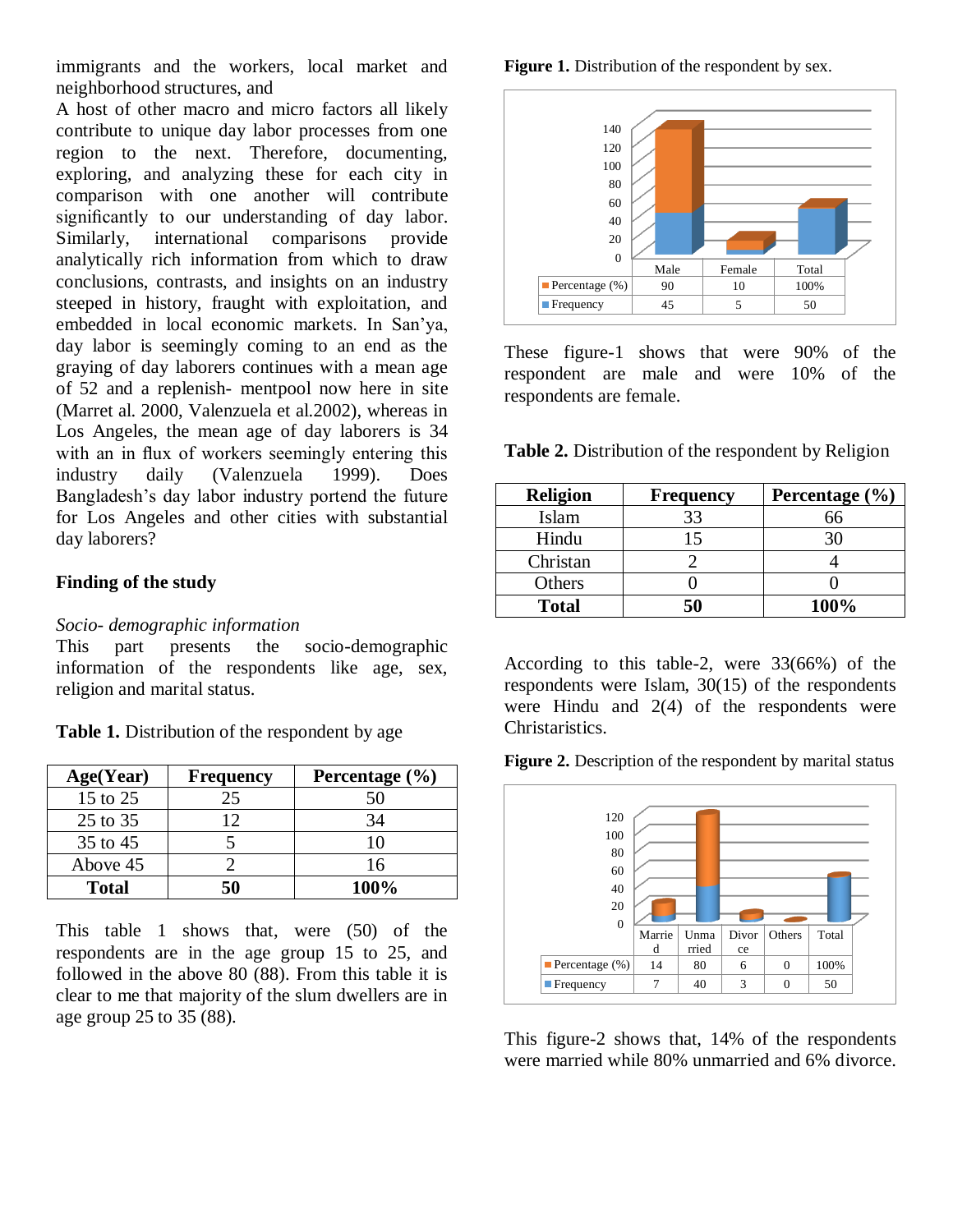immigrants and the workers, local market and neighborhood structures, and

A host of other macro and micro factors all likely contribute to unique day labor processes from one region to the next. Therefore, documenting, exploring, and analyzing these for each city in comparison with one another will contribute significantly to our understanding of day labor. Similarly, international comparisons provide analytically rich information from which to draw conclusions, contrasts, and insights on an industry steeped in history, fraught with exploitation, and embedded in local economic markets. In San'ya, day labor is seemingly coming to an end as the graying of day laborers continues with a mean age of 52 and a replenish- mentpool now here in site (Marret al. 2000, Valenzuela et al.2002), whereas in Los Angeles, the mean age of day laborers is 34 with an in flux of workers seemingly entering this industry daily (Valenzuela 1999). Does Bangladesh's day labor industry portend the future for Los Angeles and other cities with substantial day laborers?

## Finding of the study

*Socio- demographic information*

This part presents the socio-demographic information of the respondents like age, sex, religion and marital status.

**Table 1.** Distribution of the respondent by age

| Age(Year) | Frequency | Percentage (%) |
|---|---|---|
| 15 to 25 | 25 | 50 |
| 25 to 35 | 12 | 34 |
| 35 to 45 | 5 | 10 |
| Above 45 | 2 | 16 |
| **Total** | **50** | **100%** |

This table 1 shows that, were (50) of the respondents are in the age group 15 to 25, and followed in the above 80 (88). From this table it is clear to me that majority of the slum dwellers are in age group 25 to 35 (88).

**Figure 1.** Distribution of the respondent by sex.

| | Male | Female | Total |
|---|---|---|---|
| Percentage (%) | 90 | 10 | 100% |
| Frequency | 45 | 5 | 50 |

These figure-1 shows that were 90% of the respondent are male and were 10% of the respondents are female.

**Table 2.** Distribution of the respondent by Religion

| Religion | Frequency | Percentage (%) |
|---|---|---|
| Islam | 33 | 66 |
| Hindu | 15 | 30 |
| Christan | 2 | 4 |
| Others | 0 | 0 |
| **Total** | **50** | **100%** |

According to this table-2, were 33(66%) of the respondents were Islam, 30(15) of the respondents were Hindu and 2(4) of the respondents were Christaristics.

**Figure 2.** Description of the respondent by marital status

| | Married | Unmarried | Divorce | Others | Total |
|---|---|---|---|---|---|
| Percentage (%) | 14 | 80 | 6 | 0 | 100% |
| Frequency | 7 | 40 | 3 | 0 | 50 |

This figure-2 shows that, 14% of the respondents were married while 80% unmarried and 6% divorce.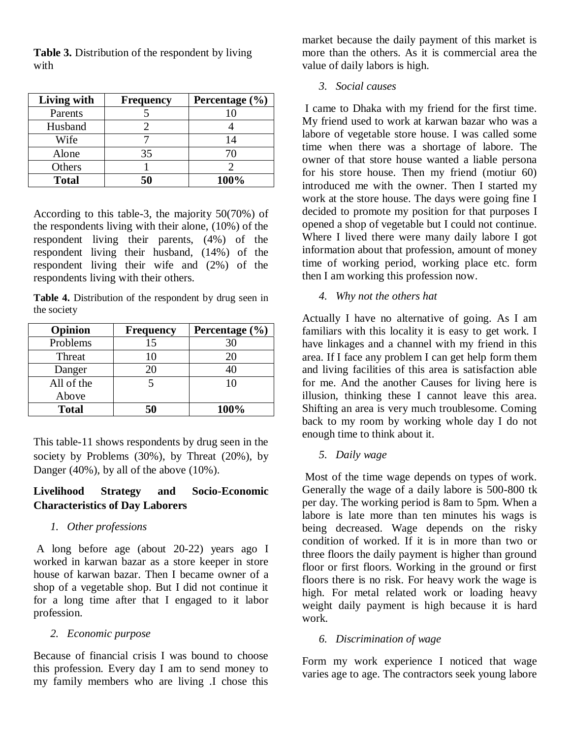**Table 3.** Distribution of the respondent by living with

| Living with | Frequency | Percentage (%) |
|---|---|---|
| Parents | 5 | 10 |
| Husband | 2 | 4 |
| Wife | 7 | 14 |
| Alone | 35 | 70 |
| Others | 1 | 2 |
| **Total** | **50** | **100%** |

According to this table-3, the majority 50(70%) of the respondents living with their alone, (10%) of the respondent living their parents, (4%) of the respondent living their husband, (14%) of the respondent living their wife and (2%) of the respondents living with their others.

**Table 4.** Distribution of the respondent by drug seen in the society

| Opinion | Frequency | Percentage (%) |
|---|---|---|
| Problems | 15 | 30 |
| Threat | 10 | 20 |
| Danger | 20 | 40 |
| All of the Above | 5 | 10 |
| **Total** | **50** | **100%** |

This table-11 shows respondents by drug seen in the society by Problems (30%), by Threat (20%), by Danger (40%), by all of the above (10%).

## Livelihood Strategy and Socio-Economic Characteristics of Day Laborers

*1. Other professions*

A long before age (about 20-22) years ago I worked in karwan bazar as a store keeper in store house of karwan bazar. Then I became owner of a shop of a vegetable shop. But I did not continue it for a long time after that I engaged to it labor profession.

*2. Economic purpose*

Because of financial crisis I was bound to choose this profession. Every day I am to send money to my family members who are living .I chose this market because the daily payment of this market is more than the others. As it is commercial area the value of daily labors is high.

*3. Social causes*

I came to Dhaka with my friend for the first time. My friend used to work at karwan bazar who was a labore of vegetable store house. I was called some time when there was a shortage of labore. The owner of that store house wanted a liable persona for his store house. Then my friend (motiur 60) introduced me with the owner. Then I started my work at the store house. The days were going fine I decided to promote my position for that purposes I opened a shop of vegetable but I could not continue. Where I lived there were many daily labore I got information about that profession, amount of money time of working period, working place etc. form then I am working this profession now.

*4. Why not the others hat*

Actually I have no alternative of going. As I am familiars with this locality it is easy to get work. I have linkages and a channel with my friend in this area. If I face any problem I can get help form them and living facilities of this area is satisfaction able for me. And the another Causes for living here is illusion, thinking these I cannot leave this area. Shifting an area is very much troublesome. Coming back to my room by working whole day I do not enough time to think about it.

*5. Daily wage*

Most of the time wage depends on types of work. Generally the wage of a daily labore is 500-800 tk per day. The working period is 8am to 5pm. When a labore is late more than ten minutes his wags is being decreased. Wage depends on the risky condition of worked. If it is in more than two or three floors the daily payment is higher than ground floor or first floors. Working in the ground or first floors there is no risk. For heavy work the wage is high. For metal related work or loading heavy weight daily payment is high because it is hard work.

*6. Discrimination of wage*

Form my work experience I noticed that wage varies age to age. The contractors seek young labore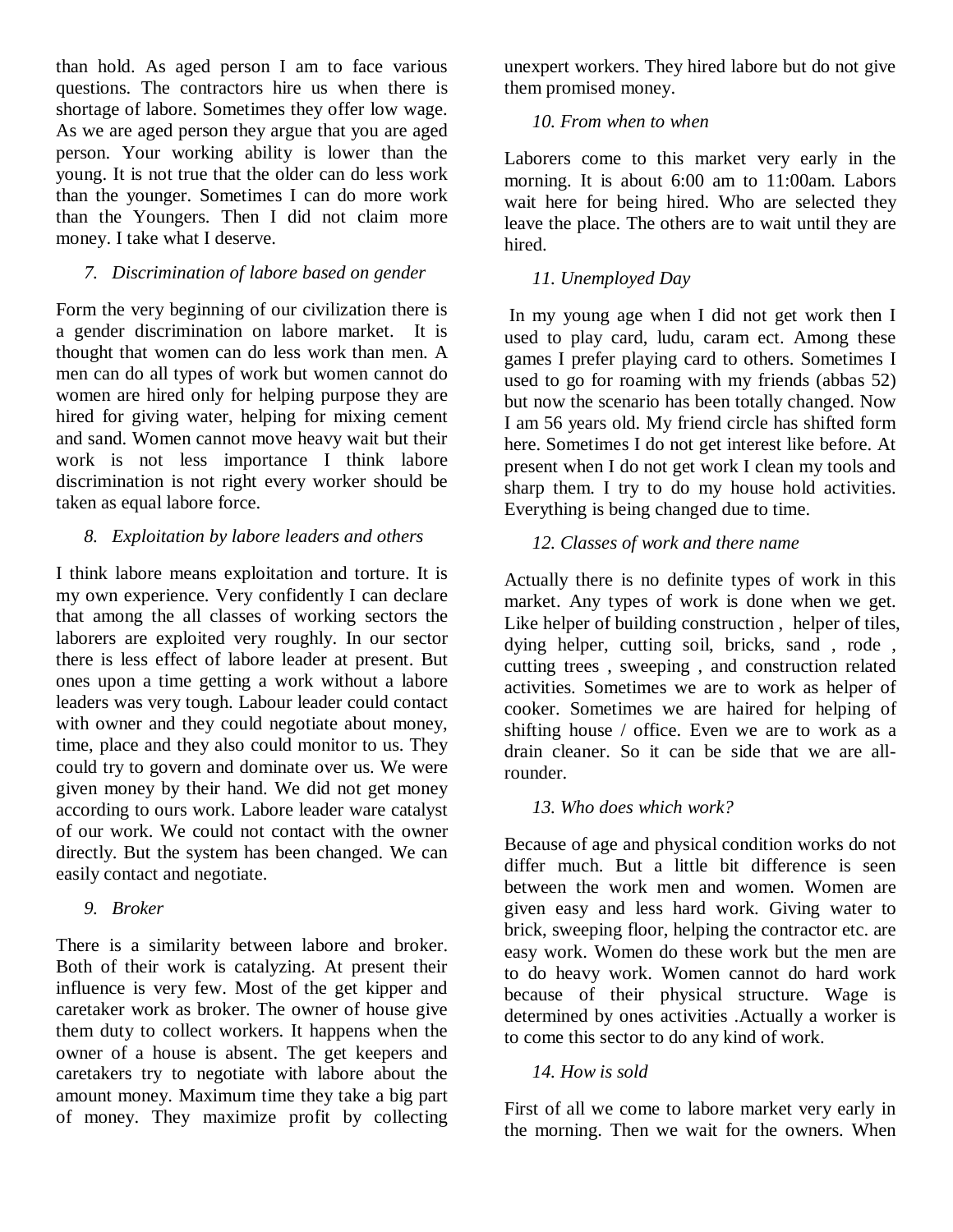than hold. As aged person I am to face various questions. The contractors hire us when there is shortage of labore. Sometimes they offer low wage. As we are aged person they argue that you are aged person. Your working ability is lower than the young. It is not true that the older can do less work than the younger. Sometimes I can do more work than the Youngers. Then I did not claim more money. I take what I deserve.

*7. Discrimination of labore based on gender*

Form the very beginning of our civilization there is a gender discrimination on labore market. It is thought that women can do less work than men. A men can do all types of work but women cannot do women are hired only for helping purpose they are hired for giving water, helping for mixing cement and sand. Women cannot move heavy wait but their work is not less importance I think labore discrimination is not right every worker should be taken as equal labore force.

*8. Exploitation by labore leaders and others*

I think labore means exploitation and torture. It is my own experience. Very confidently I can declare that among the all classes of working sectors the laborers are exploited very roughly. In our sector there is less effect of labore leader at present. But ones upon a time getting a work without a labore leaders was very tough. Labour leader could contact with owner and they could negotiate about money, time, place and they also could monitor to us. They could try to govern and dominate over us. We were given money by their hand. We did not get money according to ours work. Labore leader ware catalyst of our work. We could not contact with the owner directly. But the system has been changed. We can easily contact and negotiate.

*9. Broker*

There is a similarity between labore and broker. Both of their work is catalyzing. At present their influence is very few. Most of the get kipper and caretaker work as broker. The owner of house give them duty to collect workers. It happens when the owner of a house is absent. The get keepers and caretakers try to negotiate with labore about the amount money. Maximum time they take a big part of money. They maximize profit by collecting unexpert workers. They hired labore but do not give them promised money.

*10. From when to when*

Laborers come to this market very early in the morning. It is about 6:00 am to 11:00am. Labors wait here for being hired. Who are selected they leave the place. The others are to wait until they are hired.

*11. Unemployed Day*

In my young age when I did not get work then I used to play card, ludu, caram ect. Among these games I prefer playing card to others. Sometimes I used to go for roaming with my friends (abbas 52) but now the scenario has been totally changed. Now I am 56 years old. My friend circle has shifted form here. Sometimes I do not get interest like before. At present when I do not get work I clean my tools and sharp them. I try to do my house hold activities. Everything is being changed due to time.

*12. Classes of work and there name*

Actually there is no definite types of work in this market. Any types of work is done when we get. Like helper of building construction , helper of tiles, dying helper, cutting soil, bricks, sand , rode , cutting trees , sweeping , and construction related activities. Sometimes we are to work as helper of cooker. Sometimes we are haired for helping of shifting house / office. Even we are to work as a drain cleaner. So it can be side that we are all-rounder.

*13. Who does which work?*

Because of age and physical condition works do not differ much. But a little bit difference is seen between the work men and women. Women are given easy and less hard work. Giving water to brick, sweeping floor, helping the contractor etc. are easy work. Women do these work but the men are to do heavy work. Women cannot do hard work because of their physical structure. Wage is determined by ones activities .Actually a worker is to come this sector to do any kind of work.

*14. How is sold*

First of all we come to labore market very early in the morning. Then we wait for the owners. When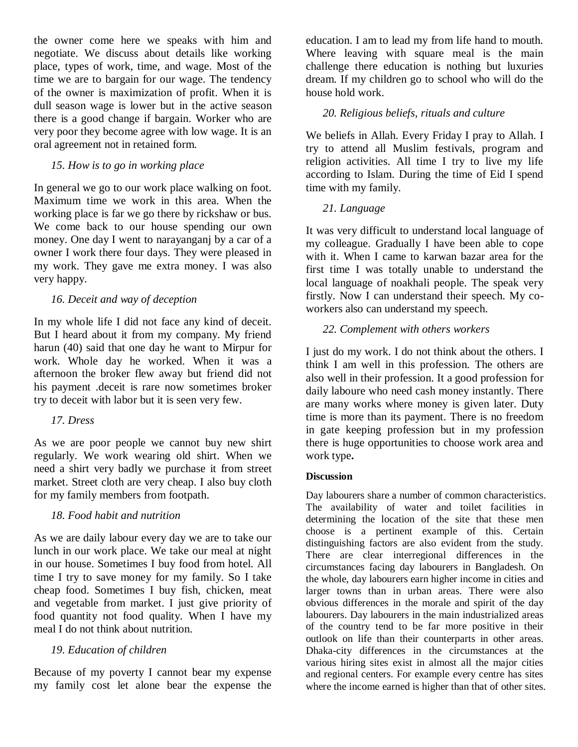the owner come here we speaks with him and negotiate. We discuss about details like working place, types of work, time, and wage. Most of the time we are to bargain for our wage. The tendency of the owner is maximization of profit. When it is dull season wage is lower but in the active season there is a good change if bargain. Worker who are very poor they become agree with low wage. It is an oral agreement not in retained form.

*15. How is to go in working place*

In general we go to our work place walking on foot. Maximum time we work in this area. When the working place is far we go there by rickshaw or bus. We come back to our house spending our own money. One day I went to narayanganj by a car of a owner I work there four days. They were pleased in my work. They gave me extra money. I was also very happy.

*16. Deceit and way of deception*

In my whole life I did not face any kind of deceit. But I heard about it from my company. My friend harun (40) said that one day he want to Mirpur for work. Whole day he worked. When it was a afternoon the broker flew away but friend did not his payment .deceit is rare now sometimes broker try to deceit with labor but it is seen very few.

*17. Dress*

As we are poor people we cannot buy new shirt regularly. We work wearing old shirt. When we need a shirt very badly we purchase it from street market. Street cloth are very cheap. I also buy cloth for my family members from footpath.

*18. Food habit and nutrition*

As we are daily labour every day we are to take our lunch in our work place. We take our meal at night in our house. Sometimes I buy food from hotel. All time I try to save money for my family. So I take cheap food. Sometimes I buy fish, chicken, meat and vegetable from market. I just give priority of food quantity not food quality. When I have my meal I do not think about nutrition.

*19. Education of children*

Because of my poverty I cannot bear my expense my family cost let alone bear the expense the education. I am to lead my from life hand to mouth. Where leaving with square meal is the main challenge there education is nothing but luxuries dream. If my children go to school who will do the house hold work.

*20. Religious beliefs, rituals and culture*

We beliefs in Allah. Every Friday I pray to Allah. I try to attend all Muslim festivals, program and religion activities. All time I try to live my life according to Islam. During the time of Eid I spend time with my family.

*21. Language*

It was very difficult to understand local language of my colleague. Gradually I have been able to cope with it. When I came to karwan bazar area for the first time I was totally unable to understand the local language of noakhali people. The speak very firstly. Now I can understand their speech. My co-workers also can understand my speech.

*22. Complement with others workers*

I just do my work. I do not think about the others. I think I am well in this profession. The others are also well in their profession. It a good profession for daily laboure who need cash money instantly. There are many works where money is given later. Duty time is more than its payment. There is no freedom in gate keeping profession but in my profession there is huge opportunities to choose work area and work type**.**

**Discussion**

Day labourers share a number of common characteristics. The availability of water and toilet facilities in determining the location of the site that these men choose is a pertinent example of this. Certain distinguishing factors are also evident from the study. There are clear interregional differences in the circumstances facing day labourers in Bangladesh. On the whole, day labourers earn higher income in cities and larger towns than in urban areas. There were also obvious differences in the morale and spirit of the day labourers. Day labourers in the main industrialized areas of the country tend to be far more positive in their outlook on life than their counterparts in other areas. Dhaka-city differences in the circumstances at the various hiring sites exist in almost all the major cities and regional centers. For example every centre has sites where the income earned is higher than that of other sites.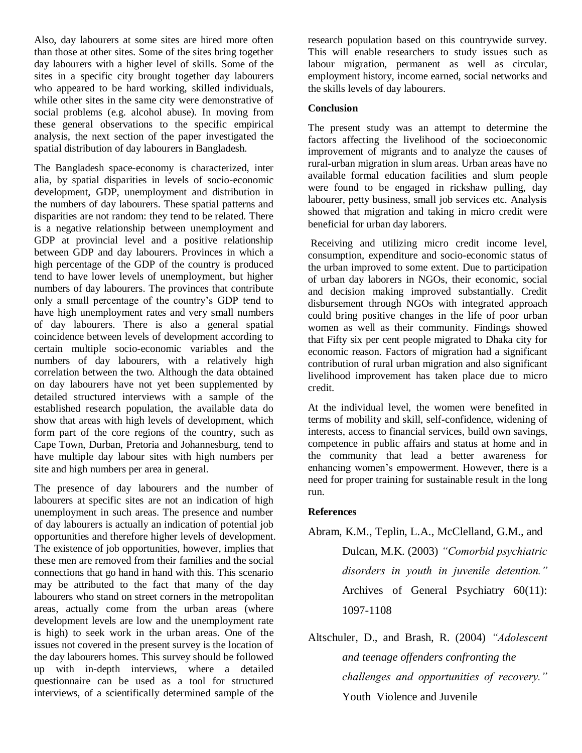Also, day labourers at some sites are hired more often than those at other sites. Some of the sites bring together day labourers with a higher level of skills. Some of the sites in a specific city brought together day labourers who appeared to be hard working, skilled individuals, while other sites in the same city were demonstrative of social problems (e.g. alcohol abuse). In moving from these general observations to the specific empirical analysis, the next section of the paper investigated the spatial distribution of day labourers in Bangladesh.

The Bangladesh space-economy is characterized, inter alia, by spatial disparities in levels of socio-economic development, GDP, unemployment and distribution in the numbers of day labourers. These spatial patterns and disparities are not random: they tend to be related. There is a negative relationship between unemployment and GDP at provincial level and a positive relationship between GDP and day labourers. Provinces in which a high percentage of the GDP of the country is produced tend to have lower levels of unemployment, but higher numbers of day labourers. The provinces that contribute only a small percentage of the country's GDP tend to have high unemployment rates and very small numbers of day labourers. There is also a general spatial coincidence between levels of development according to certain multiple socio-economic variables and the numbers of day labourers, with a relatively high correlation between the two. Although the data obtained on day labourers have not yet been supplemented by detailed structured interviews with a sample of the established research population, the available data do show that areas with high levels of development, which form part of the core regions of the country, such as Cape Town, Durban, Pretoria and Johannesburg, tend to have multiple day labour sites with high numbers per site and high numbers per area in general.

The presence of day labourers and the number of labourers at specific sites are not an indication of high unemployment in such areas. The presence and number of day labourers is actually an indication of potential job opportunities and therefore higher levels of development. The existence of job opportunities, however, implies that these men are removed from their families and the social connections that go hand in hand with this. This scenario may be attributed to the fact that many of the day labourers who stand on street corners in the metropolitan areas, actually come from the urban areas (where development levels are low and the unemployment rate is high) to seek work in the urban areas. One of the issues not covered in the present survey is the location of the day labourers homes. This survey should be followed up with in-depth interviews, where a detailed questionnaire can be used as a tool for structured interviews, of a scientifically determined sample of the research population based on this countrywide survey. This will enable researchers to study issues such as labour migration, permanent as well as circular, employment history, income earned, social networks and the skills levels of day labourers.

**Conclusion**

The present study was an attempt to determine the factors affecting the livelihood of the socioeconomic improvement of migrants and to analyze the causes of rural-urban migration in slum areas. Urban areas have no available formal education facilities and slum people were found to be engaged in rickshaw pulling, day labourer, petty business, small job services etc. Analysis showed that migration and taking in micro credit were beneficial for urban day laborers.

Receiving and utilizing micro credit income level, consumption, expenditure and socio-economic status of the urban improved to some extent. Due to participation of urban day laborers in NGOs, their economic, social and decision making improved substantially. Credit disbursement through NGOs with integrated approach could bring positive changes in the life of poor urban women as well as their community. Findings showed that Fifty six per cent people migrated to Dhaka city for economic reason. Factors of migration had a significant contribution of rural urban migration and also significant livelihood improvement has taken place due to micro credit.

At the individual level, the women were benefited in terms of mobility and skill, self-confidence, widening of interests, access to financial services, build own savings, competence in public affairs and status at home and in the community that lead a better awareness for enhancing women's empowerment. However, there is a need for proper training for sustainable result in the long run.

**References**

Abram, K.M., Teplin, L.A., McClelland, G.M., and Dulcan, M.K. (2003) *"Comorbid psychiatric disorders in youth in juvenile detention."* Archives of General Psychiatry 60(11): 1097-1108

Altschuler, D., and Brash, R. (2004) *"Adolescent and teenage offenders confronting the challenges and opportunities of recovery."* Youth Violence and Juvenile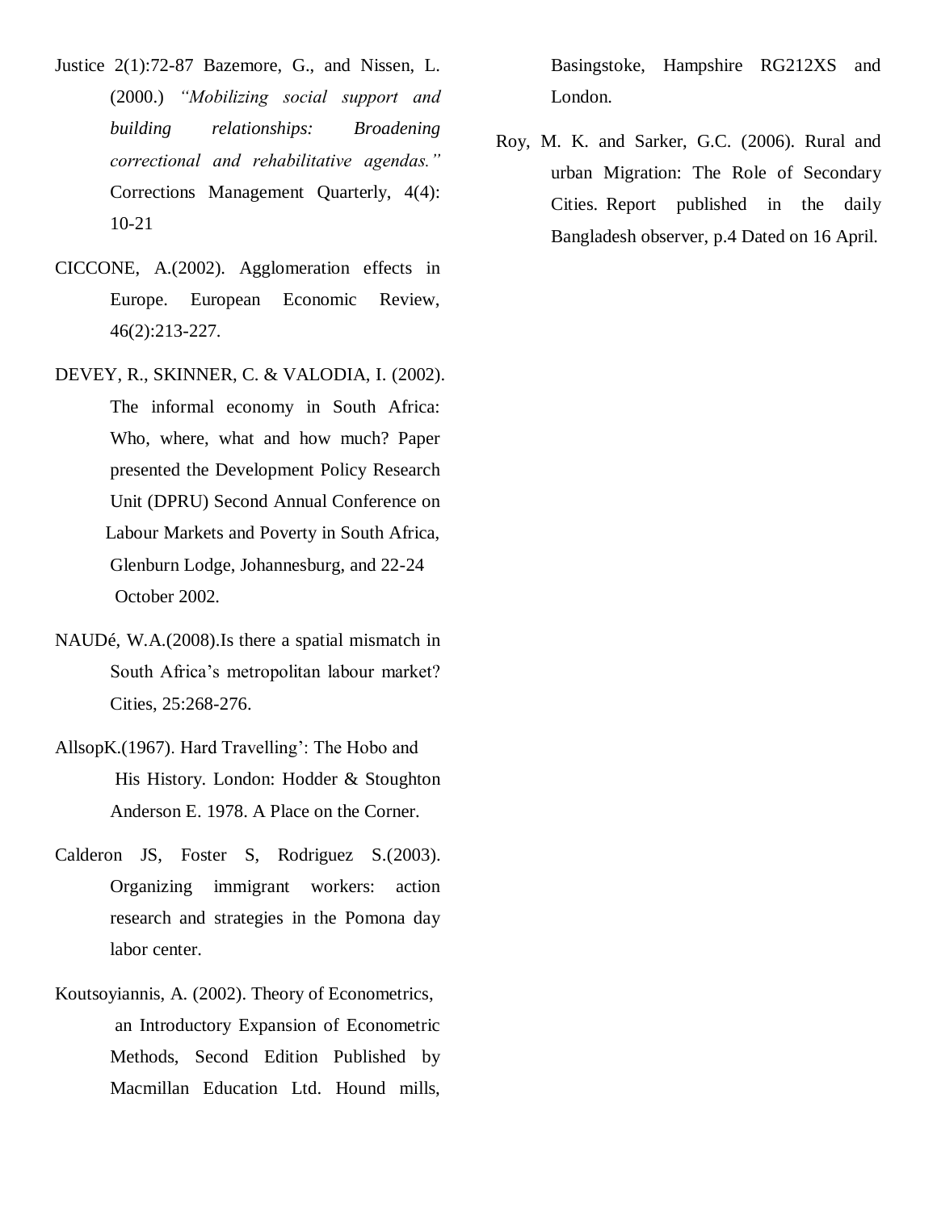Justice 2(1):72-87 Bazemore, G., and Nissen, L. (2000.) *"Mobilizing social support and building relationships: Broadening correctional and rehabilitative agendas."* Corrections Management Quarterly, 4(4): 10-21

CICCONE, A.(2002). Agglomeration effects in Europe. European Economic Review, 46(2):213-227.

DEVEY, R., SKINNER, C. & VALODIA, I. (2002). The informal economy in South Africa: Who, where, what and how much? Paper presented the Development Policy Research Unit (DPRU) Second Annual Conference on Labour Markets and Poverty in South Africa, Glenburn Lodge, Johannesburg, and 22-24 October 2002.

NAUDé, W.A.(2008).Is there a spatial mismatch in South Africa's metropolitan labour market? Cities, 25:268-276.

AllsopK.(1967). Hard Travelling': The Hobo and His History. London: Hodder & Stoughton Anderson E. 1978. A Place on the Corner.

Calderon JS, Foster S, Rodriguez S.(2003). Organizing immigrant workers: action research and strategies in the Pomona day labor center.

Koutsoyiannis, A. (2002). Theory of Econometrics, an Introductory Expansion of Econometric Methods, Second Edition Published by Macmillan Education Ltd. Hound mills, Basingstoke, Hampshire RG212XS and London.

Roy, M. K. and Sarker, G.C. (2006). Rural and urban Migration: The Role of Secondary Cities. Report published in the daily Bangladesh observer, p.4 Dated on 16 April.